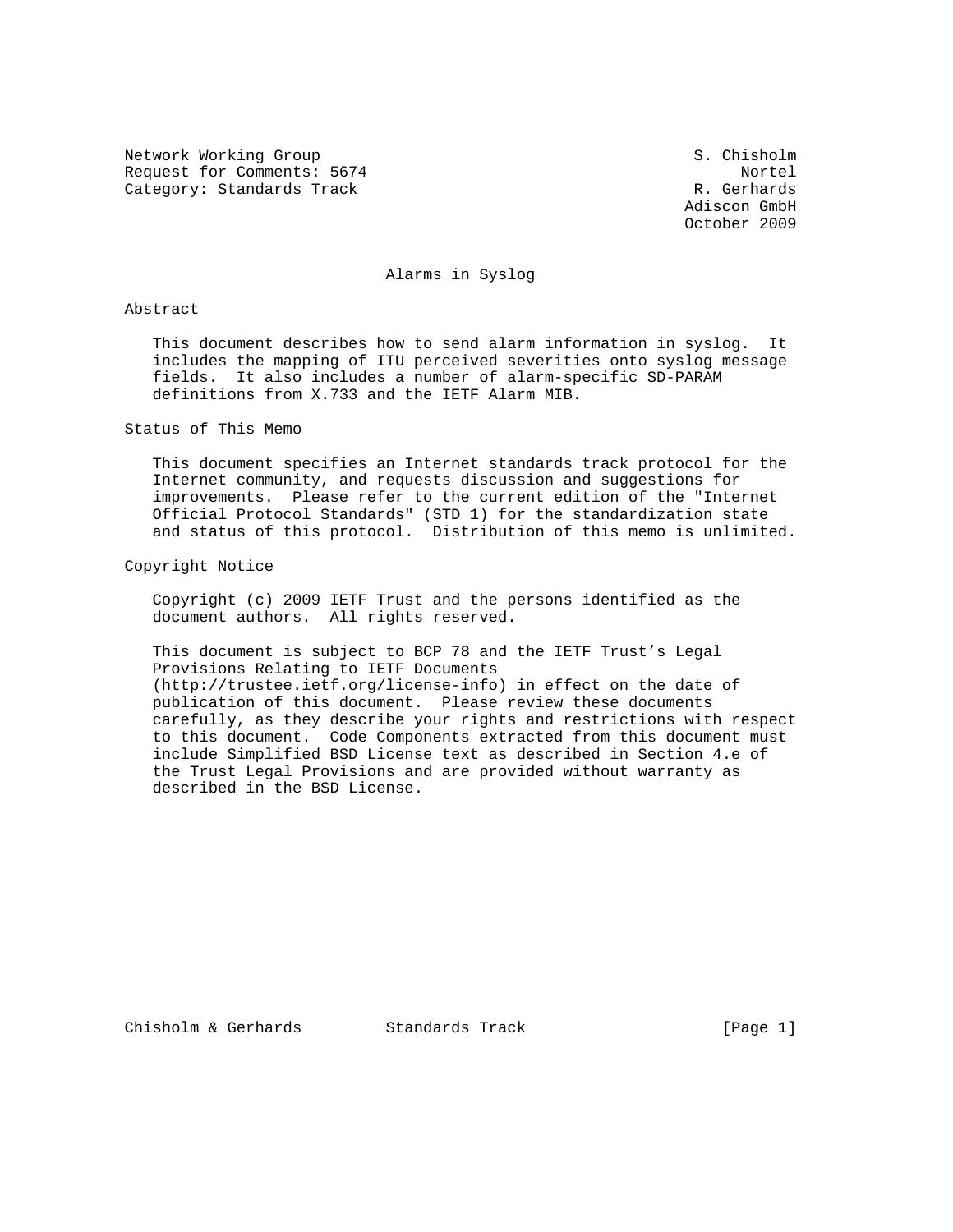Network Working Group S. Chisholm
Request for Comments: 5674 Nortel
Category: Standards Track R. Gerhards
Adiscon GmbH
October 2009

# Alarms in Syslog

## Abstract

This document describes how to send alarm information in syslog. It includes the mapping of ITU perceived severities onto syslog message fields. It also includes a number of alarm-specific SD-PARAM definitions from X.733 and the IETF Alarm MIB.

## Status of This Memo

This document specifies an Internet standards track protocol for the Internet community, and requests discussion and suggestions for improvements. Please refer to the current edition of the "Internet Official Protocol Standards" (STD 1) for the standardization state and status of this protocol. Distribution of this memo is unlimited.

## Copyright Notice

Copyright (c) 2009 IETF Trust and the persons identified as the document authors. All rights reserved.

This document is subject to BCP 78 and the IETF Trust's Legal Provisions Relating to IETF Documents (http://trustee.ietf.org/license-info) in effect on the date of publication of this document. Please review these documents carefully, as they describe your rights and restrictions with respect to this document. Code Components extracted from this document must include Simplified BSD License text as described in Section 4.e of the Trust Legal Provisions and are provided without warranty as described in the BSD License.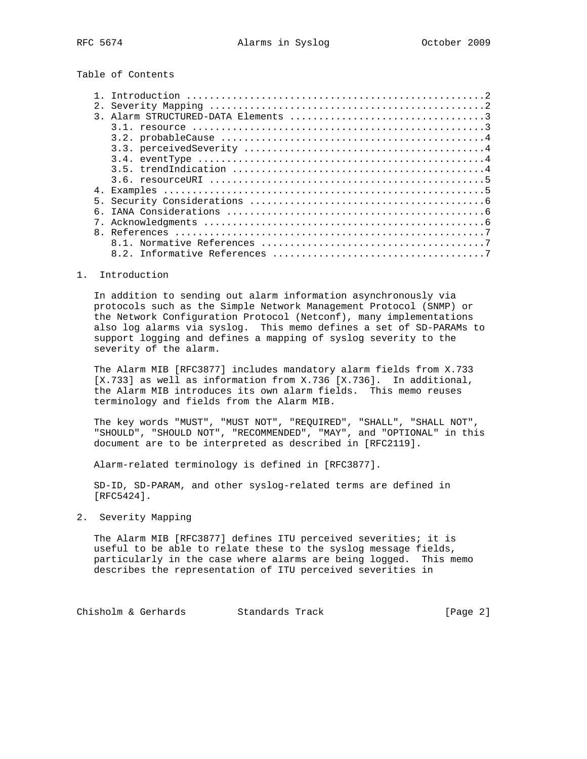## Table of Contents

1. Introduction ....................................................2
2. Severity Mapping ................................................2
3. Alarm STRUCTURED-DATA Elements ..................................3
   3.1. resource ...................................................3
   3.2. probableCause ..............................................4
   3.3. perceivedSeverity ..........................................4
   3.4. eventType ..................................................4
   3.5. trendIndication ............................................4
   3.6. resourceURI ................................................5
4. Examples ........................................................5
5. Security Considerations .........................................6
6. IANA Considerations .............................................6
7. Acknowledgments .................................................6
8. References ......................................................7
   8.1. Normative References .......................................7
   8.2. Informative References .....................................7

## 1. Introduction

In addition to sending out alarm information asynchronously via protocols such as the Simple Network Management Protocol (SNMP) or the Network Configuration Protocol (Netconf), many implementations also log alarms via syslog. This memo defines a set of SD-PARAMs to support logging and defines a mapping of syslog severity to the severity of the alarm.

The Alarm MIB [RFC3877] includes mandatory alarm fields from X.733 [X.733] as well as information from X.736 [X.736]. In additional, the Alarm MIB introduces its own alarm fields. This memo reuses terminology and fields from the Alarm MIB.

The key words "MUST", "MUST NOT", "REQUIRED", "SHALL", "SHALL NOT", "SHOULD", "SHOULD NOT", "RECOMMENDED", "MAY", and "OPTIONAL" in this document are to be interpreted as described in [RFC2119].

Alarm-related terminology is defined in [RFC3877].

SD-ID, SD-PARAM, and other syslog-related terms are defined in [RFC5424].

## 2. Severity Mapping

The Alarm MIB [RFC3877] defines ITU perceived severities; it is useful to be able to relate these to the syslog message fields, particularly in the case where alarms are being logged. This memo describes the representation of ITU perceived severities in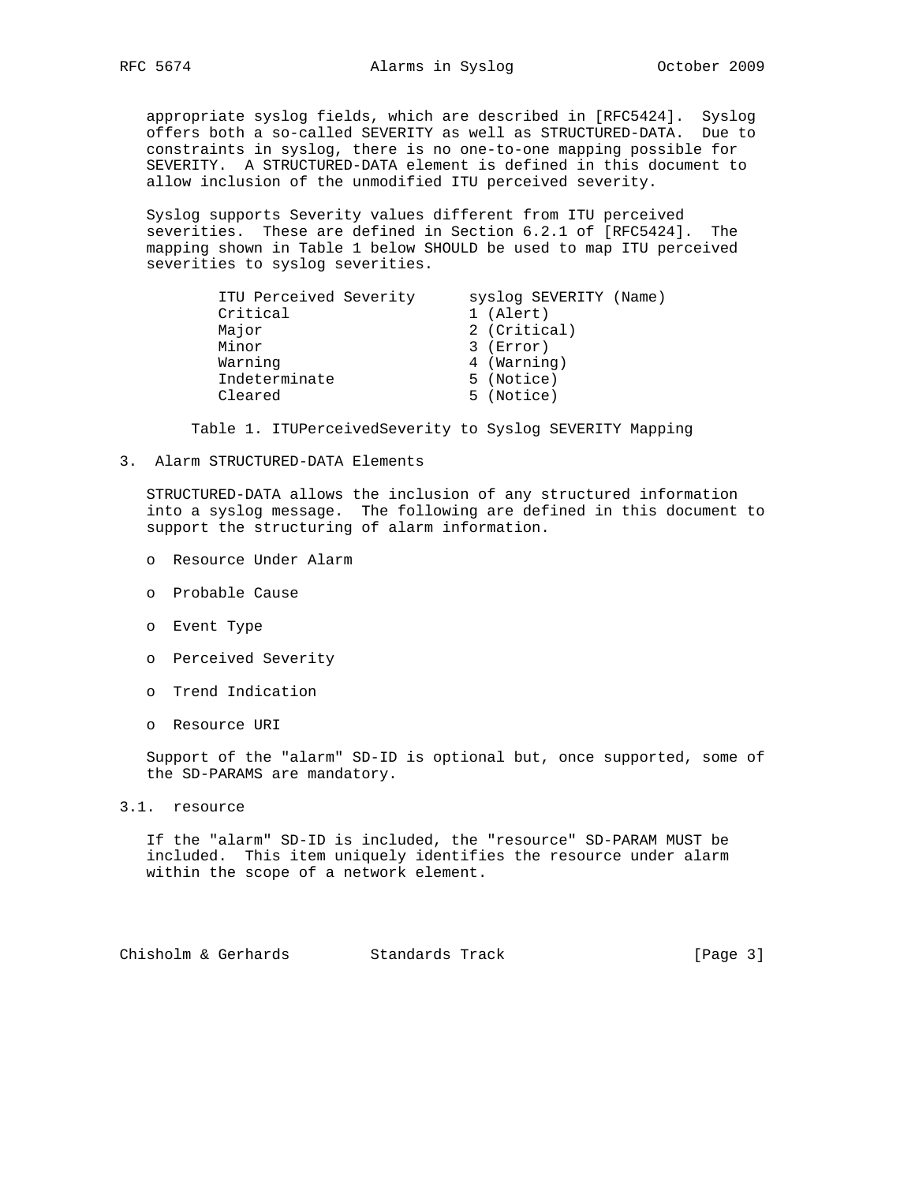appropriate syslog fields, which are described in [RFC5424]. Syslog offers both a so-called SEVERITY as well as STRUCTURED-DATA. Due to constraints in syslog, there is no one-to-one mapping possible for SEVERITY. A STRUCTURED-DATA element is defined in this document to allow inclusion of the unmodified ITU perceived severity.

Syslog supports Severity values different from ITU perceived severities. These are defined in Section 6.2.1 of [RFC5424]. The mapping shown in Table 1 below SHOULD be used to map ITU perceived severities to syslog severities.

| ITU Perceived Severity | syslog SEVERITY (Name) |
|---|---|
| Critical | 1 (Alert) |
| Major | 2 (Critical) |
| Minor | 3 (Error) |
| Warning | 4 (Warning) |
| Indeterminate | 5 (Notice) |
| Cleared | 5 (Notice) |

Table 1. ITUPerceivedSeverity to Syslog SEVERITY Mapping

## 3. Alarm STRUCTURED-DATA Elements

STRUCTURED-DATA allows the inclusion of any structured information into a syslog message. The following are defined in this document to support the structuring of alarm information.

- Resource Under Alarm
- Probable Cause
- Event Type
- Perceived Severity
- Trend Indication
- Resource URI

Support of the "alarm" SD-ID is optional but, once supported, some of the SD-PARAMS are mandatory.

### 3.1. resource

If the "alarm" SD-ID is included, the "resource" SD-PARAM MUST be included. This item uniquely identifies the resource under alarm within the scope of a network element.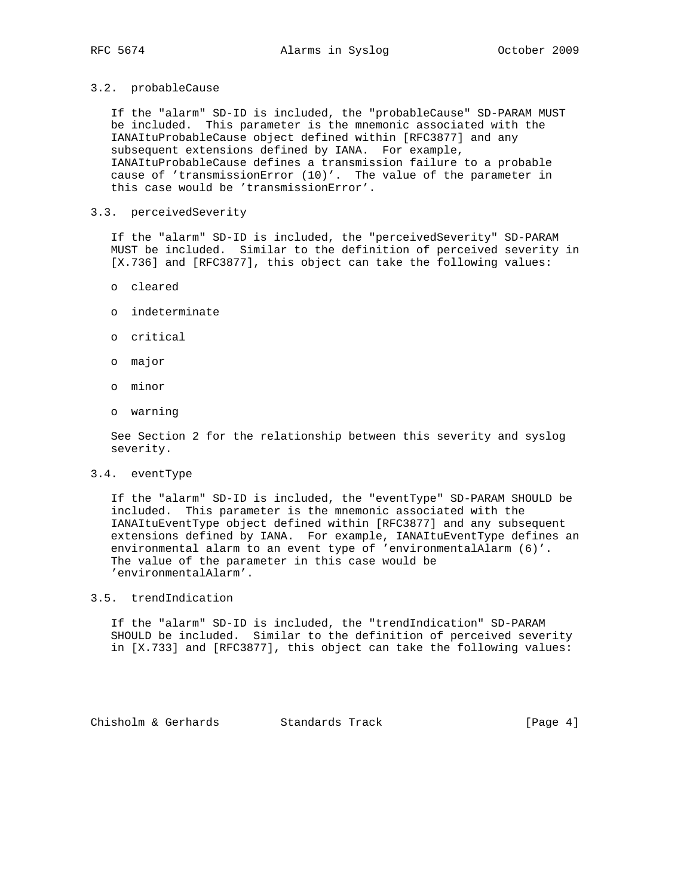### 3.2. probableCause

If the "alarm" SD-ID is included, the "probableCause" SD-PARAM MUST be included. This parameter is the mnemonic associated with the IANAItuProbableCause object defined within [RFC3877] and any subsequent extensions defined by IANA. For example, IANAItuProbableCause defines a transmission failure to a probable cause of 'transmissionError (10)'. The value of the parameter in this case would be 'transmissionError'.

### 3.3. perceivedSeverity

If the "alarm" SD-ID is included, the "perceivedSeverity" SD-PARAM MUST be included. Similar to the definition of perceived severity in [X.736] and [RFC3877], this object can take the following values:

- cleared
- indeterminate
- critical
- major
- minor
- warning

See Section 2 for the relationship between this severity and syslog severity.

### 3.4. eventType

If the "alarm" SD-ID is included, the "eventType" SD-PARAM SHOULD be included. This parameter is the mnemonic associated with the IANAItuEventType object defined within [RFC3877] and any subsequent extensions defined by IANA. For example, IANAItuEventType defines an environmental alarm to an event type of 'environmentalAlarm (6)'. The value of the parameter in this case would be 'environmentalAlarm'.

### 3.5. trendIndication

If the "alarm" SD-ID is included, the "trendIndication" SD-PARAM SHOULD be included. Similar to the definition of perceived severity in [X.733] and [RFC3877], this object can take the following values: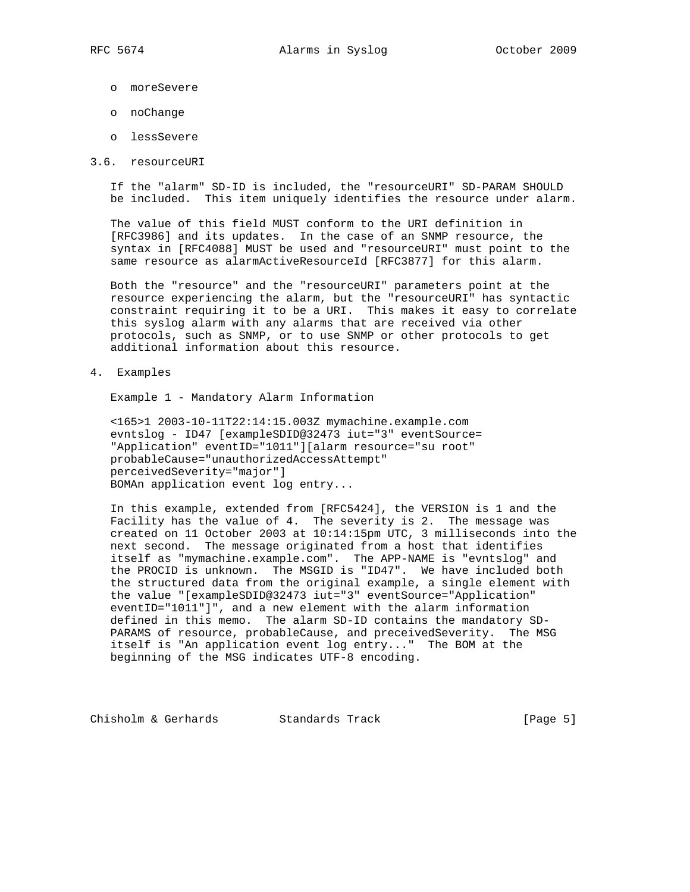- moreSevere
- noChange
- lessSevere

### 3.6. resourceURI

If the "alarm" SD-ID is included, the "resourceURI" SD-PARAM SHOULD be included. This item uniquely identifies the resource under alarm.

The value of this field MUST conform to the URI definition in [RFC3986] and its updates. In the case of an SNMP resource, the syntax in [RFC4088] MUST be used and "resourceURI" must point to the same resource as alarmActiveResourceId [RFC3877] for this alarm.

Both the "resource" and the "resourceURI" parameters point at the resource experiencing the alarm, but the "resourceURI" has syntactic constraint requiring it to be a URI. This makes it easy to correlate this syslog alarm with any alarms that are received via other protocols, such as SNMP, or to use SNMP or other protocols to get additional information about this resource.

## 4. Examples

Example 1 - Mandatory Alarm Information

```
<165>1 2003-10-11T22:14:15.003Z mymachine.example.com
evntslog - ID47 [exampleSDID@32473 iut="3" eventSource=
"Application" eventID="1011"][alarm resource="su root"
probableCause="unauthorizedAccessAttempt"
perceivedSeverity="major"]
BOMAn application event log entry...
```

In this example, extended from [RFC5424], the VERSION is 1 and the Facility has the value of 4. The severity is 2. The message was created on 11 October 2003 at 10:14:15pm UTC, 3 milliseconds into the next second. The message originated from a host that identifies itself as "mymachine.example.com". The APP-NAME is "evntslog" and the PROCID is unknown. The MSGID is "ID47". We have included both the structured data from the original example, a single element with the value "[exampleSDID@32473 iut="3" eventSource="Application" eventID="1011"]", and a new element with the alarm information defined in this memo. The alarm SD-ID contains the mandatory SD-PARAMS of resource, probableCause, and preceivedSeverity. The MSG itself is "An application event log entry..." The BOM at the beginning of the MSG indicates UTF-8 encoding.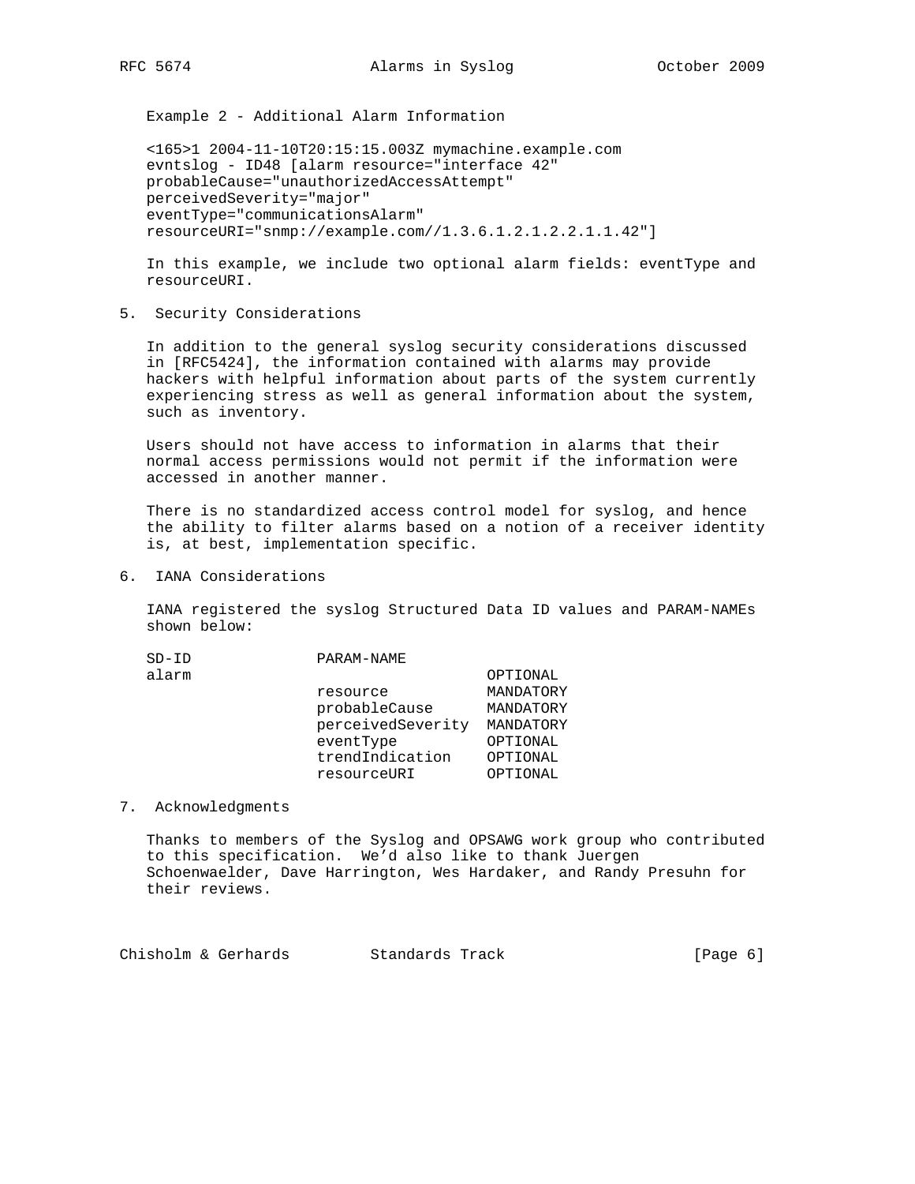Example 2 - Additional Alarm Information

```
<165>1 2004-11-10T20:15:15.003Z mymachine.example.com
evntslog - ID48 [alarm resource="interface 42"
probableCause="unauthorizedAccessAttempt"
perceivedSeverity="major"
eventType="communicationsAlarm"
resourceURI="snmp://example.com//1.3.6.1.2.1.2.2.1.1.42"]
```

In this example, we include two optional alarm fields: eventType and resourceURI.

## 5. Security Considerations

In addition to the general syslog security considerations discussed in [RFC5424], the information contained with alarms may provide hackers with helpful information about parts of the system currently experiencing stress as well as general information about the system, such as inventory.

Users should not have access to information in alarms that their normal access permissions would not permit if the information were accessed in another manner.

There is no standardized access control model for syslog, and hence the ability to filter alarms based on a notion of a receiver identity is, at best, implementation specific.

## 6. IANA Considerations

IANA registered the syslog Structured Data ID values and PARAM-NAMEs shown below:

| SD-ID | PARAM-NAME | |
|---|---|---|
| alarm | | OPTIONAL |
| | resource | MANDATORY |
| | probableCause | MANDATORY |
| | perceivedSeverity | MANDATORY |
| | eventType | OPTIONAL |
| | trendIndication | OPTIONAL |
| | resourceURI | OPTIONAL |

## 7. Acknowledgments

Thanks to members of the Syslog and OPSAWG work group who contributed to this specification. We'd also like to thank Juergen Schoenwaelder, Dave Harrington, Wes Hardaker, and Randy Presuhn for their reviews.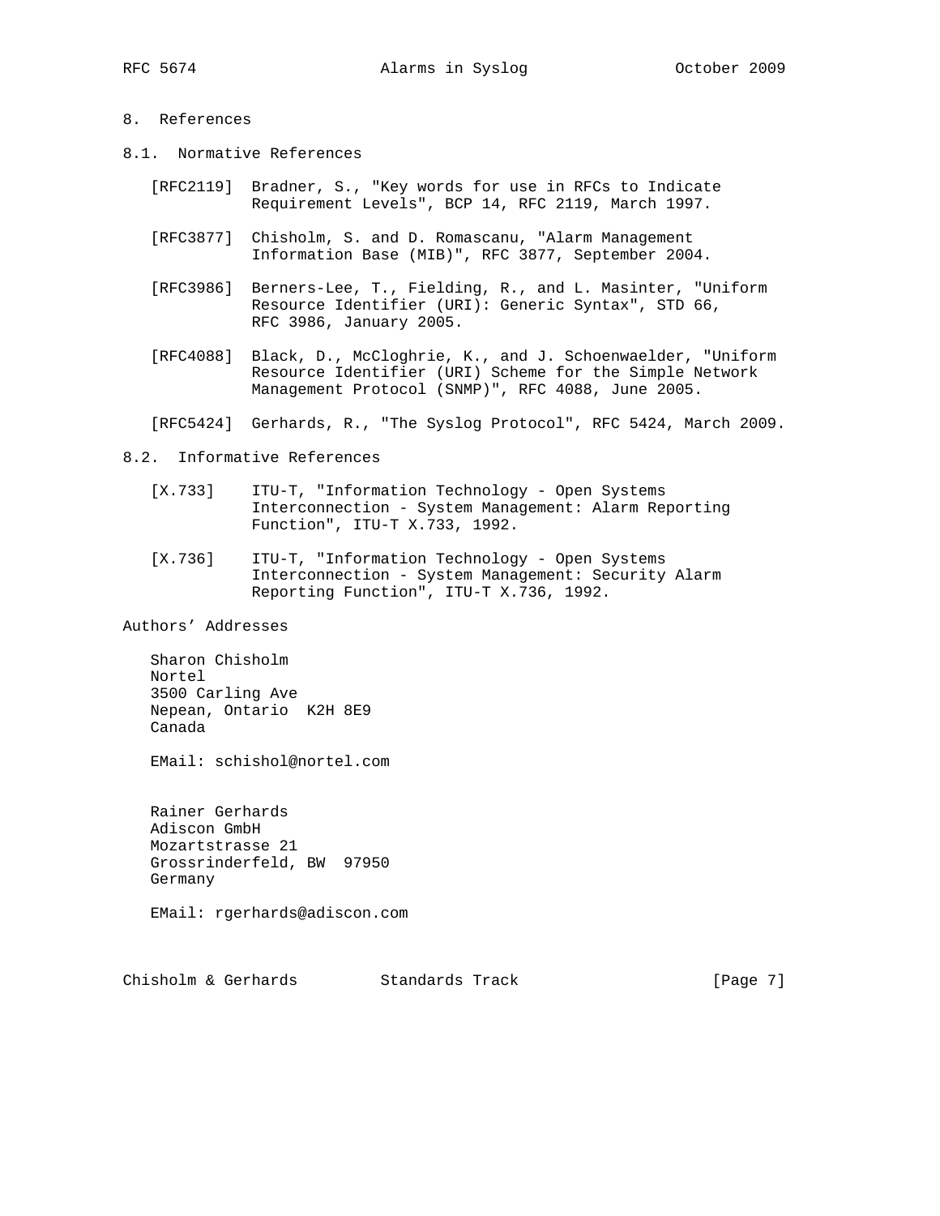# 8. References

## 8.1. Normative References

[RFC2119] Bradner, S., "Key words for use in RFCs to Indicate Requirement Levels", BCP 14, RFC 2119, March 1997.

[RFC3877] Chisholm, S. and D. Romascanu, "Alarm Management Information Base (MIB)", RFC 3877, September 2004.

[RFC3986] Berners-Lee, T., Fielding, R., and L. Masinter, "Uniform Resource Identifier (URI): Generic Syntax", STD 66, RFC 3986, January 2005.

[RFC4088] Black, D., McCloghrie, K., and J. Schoenwaelder, "Uniform Resource Identifier (URI) Scheme for the Simple Network Management Protocol (SNMP)", RFC 4088, June 2005.

[RFC5424] Gerhards, R., "The Syslog Protocol", RFC 5424, March 2009.

## 8.2. Informative References

[X.733] ITU-T, "Information Technology - Open Systems Interconnection - System Management: Alarm Reporting Function", ITU-T X.733, 1992.

[X.736] ITU-T, "Information Technology - Open Systems Interconnection - System Management: Security Alarm Reporting Function", ITU-T X.736, 1992.

# Authors' Addresses

Sharon Chisholm
Nortel
3500 Carling Ave
Nepean, Ontario K2H 8E9
Canada

EMail: schishol@nortel.com

Rainer Gerhards
Adiscon GmbH
Mozartstrasse 21
Grossrinderfeld, BW 97950
Germany

EMail: rgerhards@adiscon.com